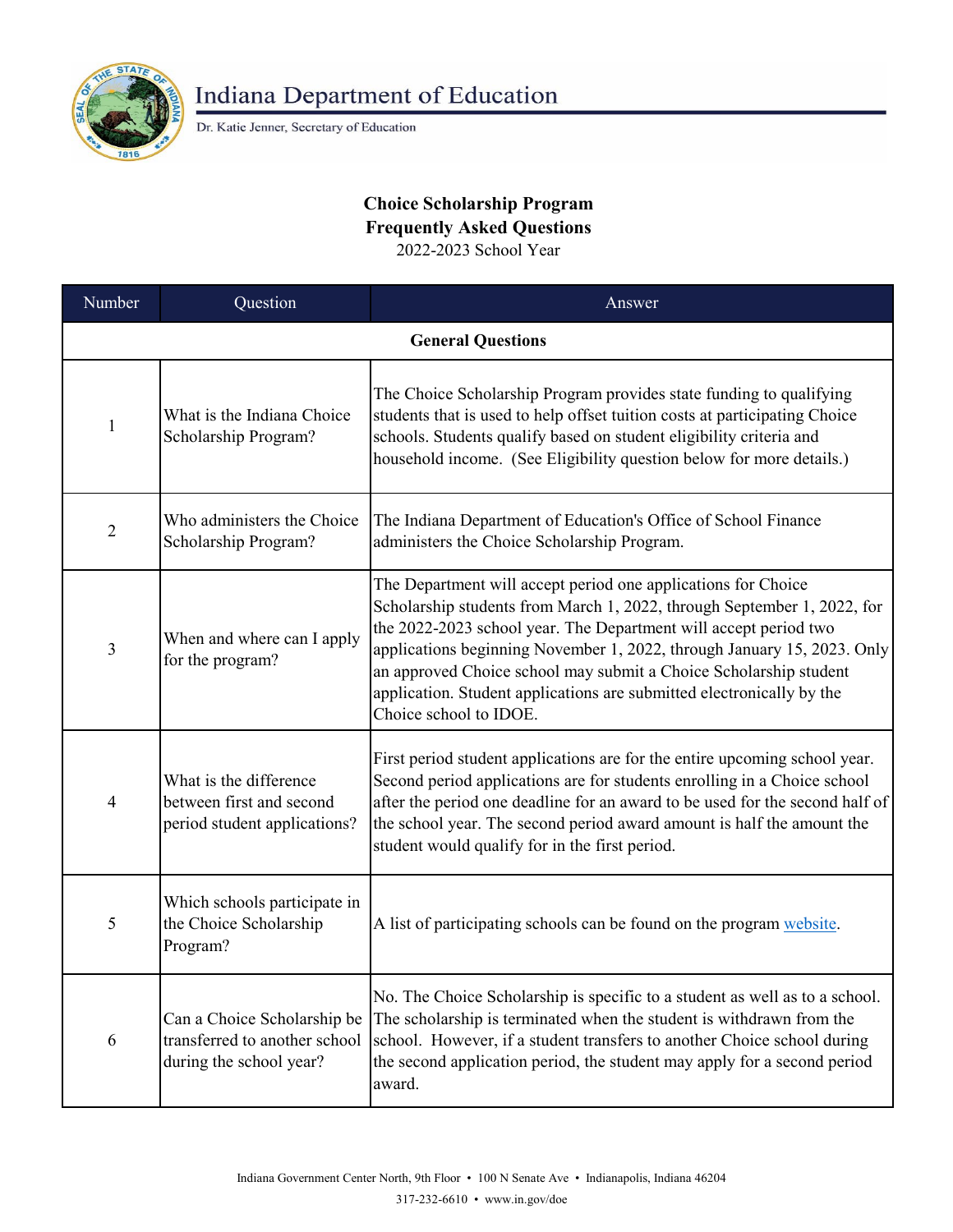Indiana Department of Education

Dr. Katie Jenner, Secretary of Education

# Choice Scholarship Program
## Frequently Asked Questions
2022-2023 School Year

| Number | Question | Answer |
|---|---|---|
| | **General Questions** | |
| 1 | What is the Indiana Choice Scholarship Program? | The Choice Scholarship Program provides state funding to qualifying students that is used to help offset tuition costs at participating Choice schools. Students qualify based on student eligibility criteria and household income. (See Eligibility question below for more details.) |
| 2 | Who administers the Choice Scholarship Program? | The Indiana Department of Education's Office of School Finance administers the Choice Scholarship Program. |
| 3 | When and where can I apply for the program? | The Department will accept period one applications for Choice Scholarship students from March 1, 2022, through September 1, 2022, for the 2022-2023 school year. The Department will accept period two applications beginning November 1, 2022, through January 15, 2023. Only an approved Choice school may submit a Choice Scholarship student application. Student applications are submitted electronically by the Choice school to IDOE. |
| 4 | What is the difference between first and second period student applications? | First period student applications are for the entire upcoming school year. Second period applications are for students enrolling in a Choice school after the period one deadline for an award to be used for the second half of the school year. The second period award amount is half the amount the student would qualify for in the first period. |
| 5 | Which schools participate in the Choice Scholarship Program? | A list of participating schools can be found on the program website. |
| 6 | Can a Choice Scholarship be transferred to another school during the school year? | No. The Choice Scholarship is specific to a student as well as to a school. The scholarship is terminated when the student is withdrawn from the school. However, if a student transfers to another Choice school during the second application period, the student may apply for a second period award. |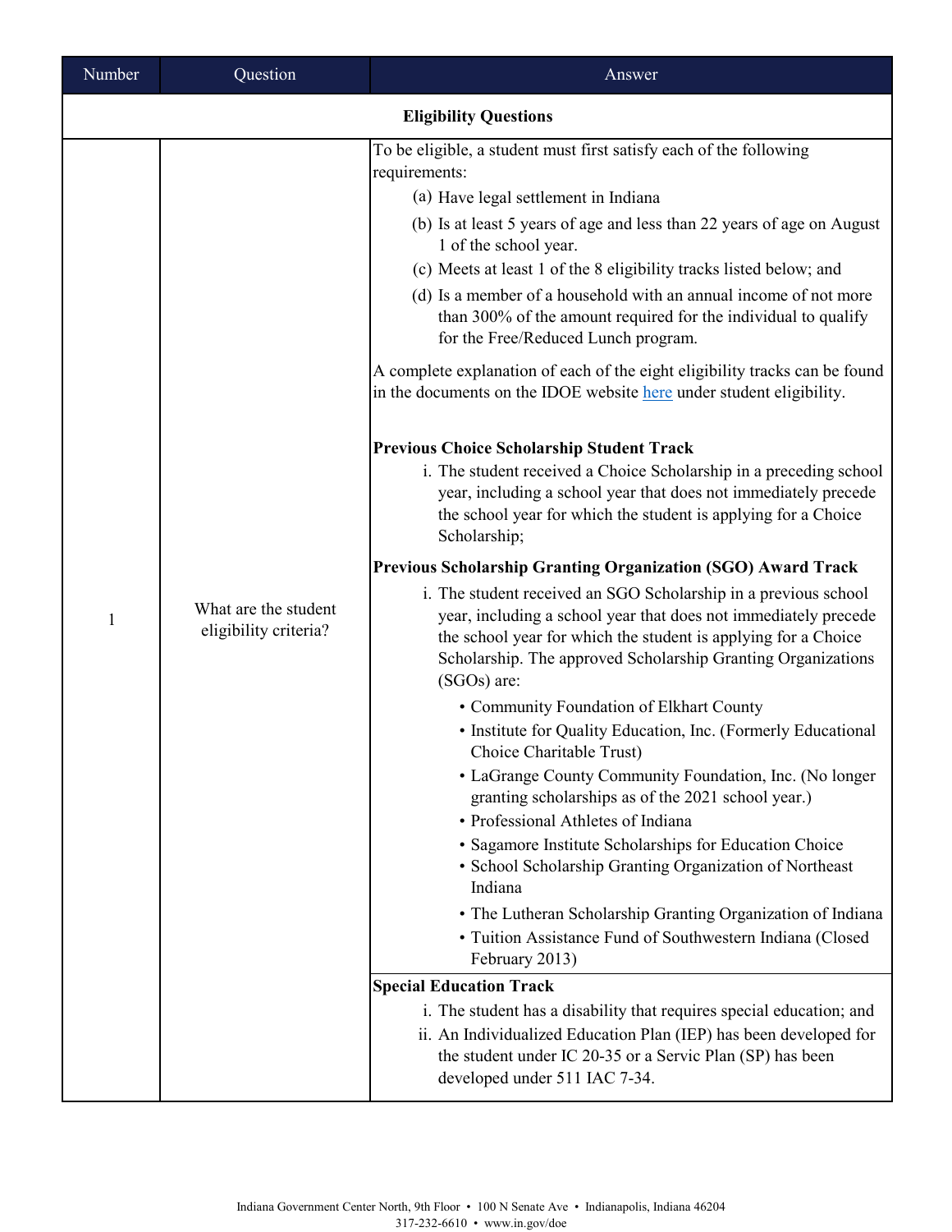| Number | Question | Answer |
|---|---|---|
| **Eligibility Questions** | | |
| 1 | What are the student eligibility criteria? | To be eligible, a student must first satisfy each of the following requirements:<br>(a) Have legal settlement in Indiana<br>(b) Is at least 5 years of age and less than 22 years of age on August 1 of the school year.<br>(c) Meets at least 1 of the 8 eligibility tracks listed below; and<br>(d) Is a member of a household with an annual income of not more than 300% of the amount required for the individual to qualify for the Free/Reduced Lunch program.<br><br>A complete explanation of each of the eight eligibility tracks can be found in the documents on the IDOE website here under student eligibility.<br><br>**Previous Choice Scholarship Student Track**<br>i. The student received a Choice Scholarship in a preceding school year, including a school year that does not immediately precede the school year for which the student is applying for a Choice Scholarship;<br><br>**Previous Scholarship Granting Organization (SGO) Award Track**<br>i. The student received an SGO Scholarship in a previous school year, including a school year that does not immediately precede the school year for which the student is applying for a Choice Scholarship. The approved Scholarship Granting Organizations (SGOs) are:<br>• Community Foundation of Elkhart County<br>• Institute for Quality Education, Inc. (Formerly Educational Choice Charitable Trust)<br>• LaGrange County Community Foundation, Inc. (No longer granting scholarships as of the 2021 school year.)<br>• Professional Athletes of Indiana<br>• Sagamore Institute Scholarships for Education Choice<br>• School Scholarship Granting Organization of Northeast Indiana<br>• The Lutheran Scholarship Granting Organization of Indiana<br>• Tuition Assistance Fund of Southwestern Indiana (Closed February 2013)<br><br>**Special Education Track**<br>i. The student has a disability that requires special education; and<br>ii. An Individualized Education Plan (IEP) has been developed for the student under IC 20-35 or a Servic Plan (SP) has been developed under 511 IAC 7-34. |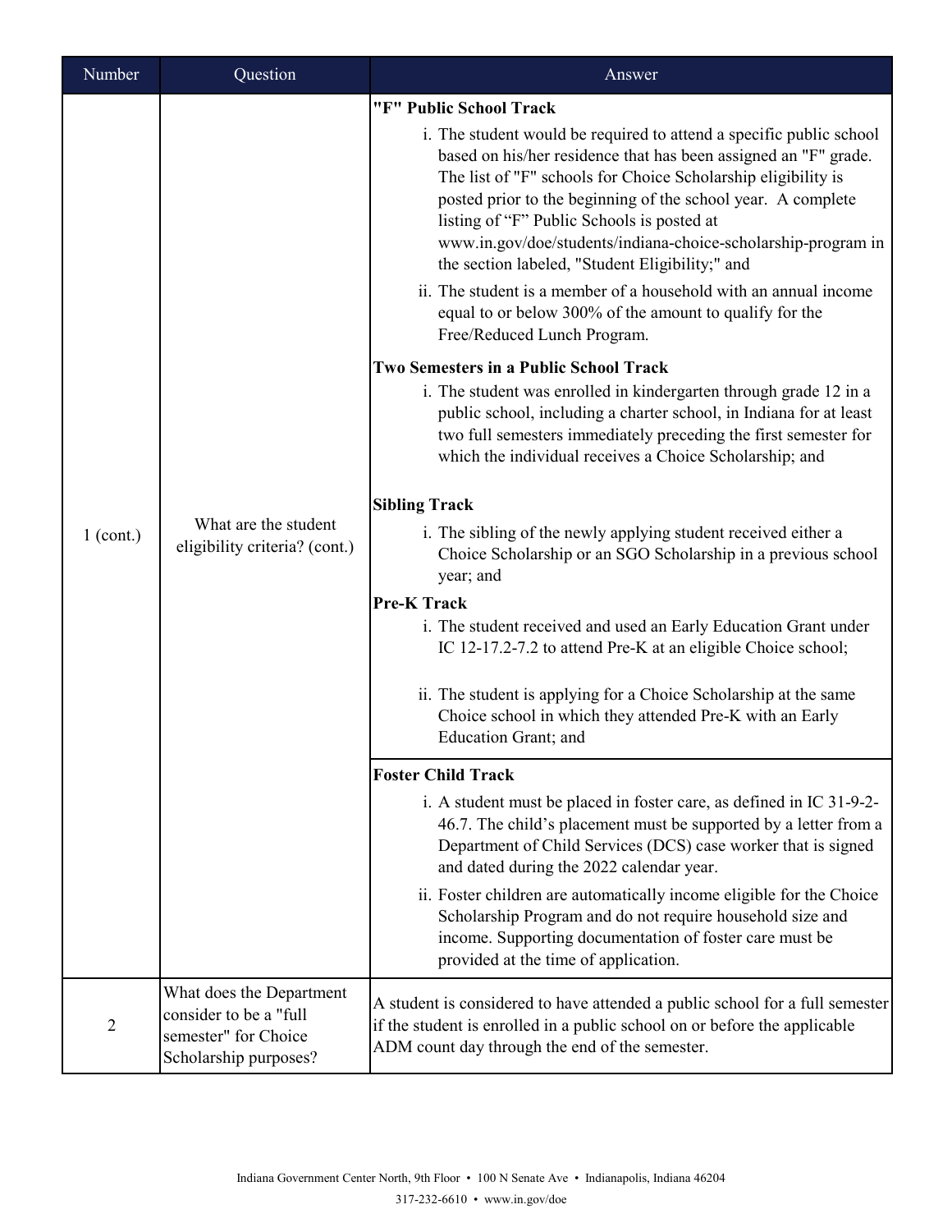| Number | Question | Answer |
|---|---|---|
| 1 (cont.) | What are the student eligibility criteria? (cont.) | **"F" Public School Track**<br>i. The student would be required to attend a specific public school based on his/her residence that has been assigned an "F" grade. The list of "F" schools for Choice Scholarship eligibility is posted prior to the beginning of the school year. A complete listing of "F" Public Schools is posted at www.in.gov/doe/students/indiana-choice-scholarship-program in the section labeled, "Student Eligibility;" and<br>ii. The student is a member of a household with an annual income equal to or below 300% of the amount to qualify for the Free/Reduced Lunch Program.<br>**Two Semesters in a Public School Track**<br>i. The student was enrolled in kindergarten through grade 12 in a public school, including a charter school, in Indiana for at least two full semesters immediately preceding the first semester for which the individual receives a Choice Scholarship; and<br>**Sibling Track**<br>i. The sibling of the newly applying student received either a Choice Scholarship or an SGO Scholarship in a previous school year; and<br>**Pre-K Track**<br>i. The student received and used an Early Education Grant under IC 12-17.2-7.2 to attend Pre-K at an eligible Choice school;<br>ii. The student is applying for a Choice Scholarship at the same Choice school in which they attended Pre-K with an Early Education Grant; and |
| | | **Foster Child Track**<br>i. A student must be placed in foster care, as defined in IC 31-9-2-46.7. The child's placement must be supported by a letter from a Department of Child Services (DCS) case worker that is signed and dated during the 2022 calendar year.<br>ii. Foster children are automatically income eligible for the Choice Scholarship Program and do not require household size and income. Supporting documentation of foster care must be provided at the time of application. |
| 2 | What does the Department consider to be a "full semester" for Choice Scholarship purposes? | A student is considered to have attended a public school for a full semester if the student is enrolled in a public school on or before the applicable ADM count day through the end of the semester. |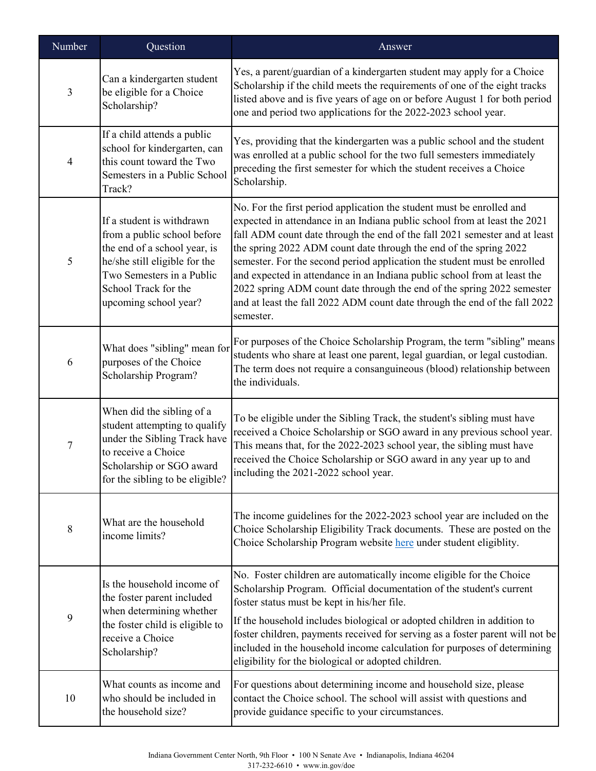| Number | Question | Answer |
| --- | --- | --- |
| 3 | Can a kindergarten student be eligible for a Choice Scholarship? | Yes, a parent/guardian of a kindergarten student may apply for a Choice Scholarship if the child meets the requirements of one of the eight tracks listed above and is five years of age on or before August 1 for both period one and period two applications for the 2022-2023 school year. |
| 4 | If a child attends a public school for kindergarten, can this count toward the Two Semesters in a Public School Track? | Yes, providing that the kindergarten was a public school and the student was enrolled at a public school for the two full semesters immediately preceding the first semester for which the student receives a Choice Scholarship. |
| 5 | If a student is withdrawn from a public school before the end of a school year, is he/she still eligible for the Two Semesters in a Public School Track for the upcoming school year? | No. For the first period application the student must be enrolled and expected in attendance in an Indiana public school from at least the 2021 fall ADM count date through the end of the fall 2021 semester and at least the spring 2022 ADM count date through the end of the spring 2022 semester. For the second period application the student must be enrolled and expected in attendance in an Indiana public school from at least the 2022 spring ADM count date through the end of the spring 2022 semester and at least the fall 2022 ADM count date through the end of the fall 2022 semester. |
| 6 | What does "sibling" mean for purposes of the Choice Scholarship Program? | For purposes of the Choice Scholarship Program, the term "sibling" means students who share at least one parent, legal guardian, or legal custodian. The term does not require a consanguineous (blood) relationship between the individuals. |
| 7 | When did the sibling of a student attempting to qualify under the Sibling Track have to receive a Choice Scholarship or SGO award for the sibling to be eligible? | To be eligible under the Sibling Track, the student's sibling must have received a Choice Scholarship or SGO award in any previous school year. This means that, for the 2022-2023 school year, the sibling must have received the Choice Scholarship or SGO award in any year up to and including the 2021-2022 school year. |
| 8 | What are the household income limits? | The income guidelines for the 2022-2023 school year are included on the Choice Scholarship Eligibility Track documents. These are posted on the Choice Scholarship Program website here under student eligiblity. |
| 9 | Is the household income of the foster parent included when determining whether the foster child is eligible to receive a Choice Scholarship? | No. Foster children are automatically income eligible for the Choice Scholarship Program. Official documentation of the student's current foster status must be kept in his/her file.<br><br>If the household includes biological or adopted children in addition to foster children, payments received for serving as a foster parent will not be included in the household income calculation for purposes of determining eligibility for the biological or adopted children. |
| 10 | What counts as income and who should be included in the household size? | For questions about determining income and household size, please contact the Choice school. The school will assist with questions and provide guidance specific to your circumstances. |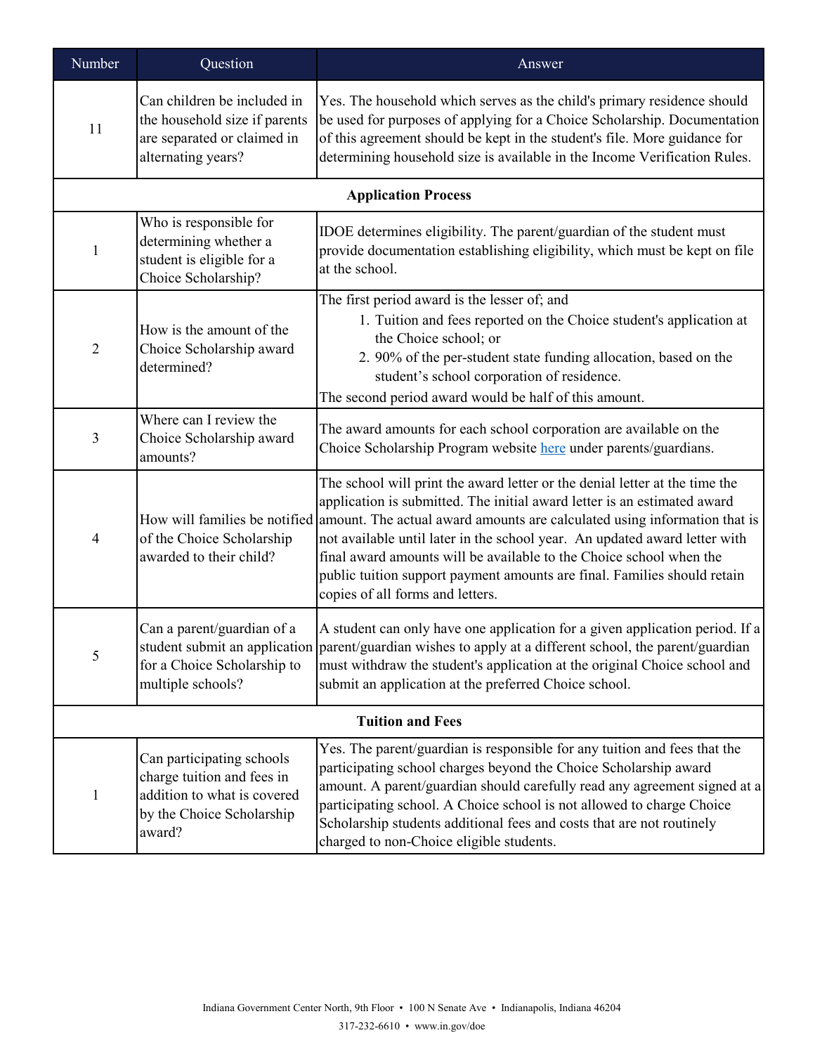| Number | Question | Answer |
|---|---|---|
| 11 | Can children be included in the household size if parents are separated or claimed in alternating years? | Yes. The household which serves as the child's primary residence should be used for purposes of applying for a Choice Scholarship. Documentation of this agreement should be kept in the student's file. More guidance for determining household size is available in the Income Verification Rules. |
| | **Application Process** | |
| 1 | Who is responsible for determining whether a student is eligible for a Choice Scholarship? | IDOE determines eligibility. The parent/guardian of the student must provide documentation establishing eligibility, which must be kept on file at the school. |
| 2 | How is the amount of the Choice Scholarship award determined? | The first period award is the lesser of; and<br>1. Tuition and fees reported on the Choice student's application at the Choice school; or<br>2. 90% of the per-student state funding allocation, based on the student's school corporation of residence.<br>The second period award would be half of this amount. |
| 3 | Where can I review the Choice Scholarship award amounts? | The award amounts for each school corporation are available on the Choice Scholarship Program website here under parents/guardians. |
| 4 | How will families be notified of the Choice Scholarship awarded to their child? | The school will print the award letter or the denial letter at the time the application is submitted. The initial award letter is an estimated award amount. The actual award amounts are calculated using information that is not available until later in the school year. An updated award letter with final award amounts will be available to the Choice school when the public tuition support payment amounts are final. Families should retain copies of all forms and letters. |
| 5 | Can a parent/guardian of a student submit an application for a Choice Scholarship to multiple schools? | A student can only have one application for a given application period. If a parent/guardian wishes to apply at a different school, the parent/guardian must withdraw the student's application at the original Choice school and submit an application at the preferred Choice school. |
| | **Tuition and Fees** | |
| 1 | Can participating schools charge tuition and fees in addition to what is covered by the Choice Scholarship award? | Yes. The parent/guardian is responsible for any tuition and fees that the participating school charges beyond the Choice Scholarship award amount. A parent/guardian should carefully read any agreement signed at a participating school. A Choice school is not allowed to charge Choice Scholarship students additional fees and costs that are not routinely charged to non-Choice eligible students. |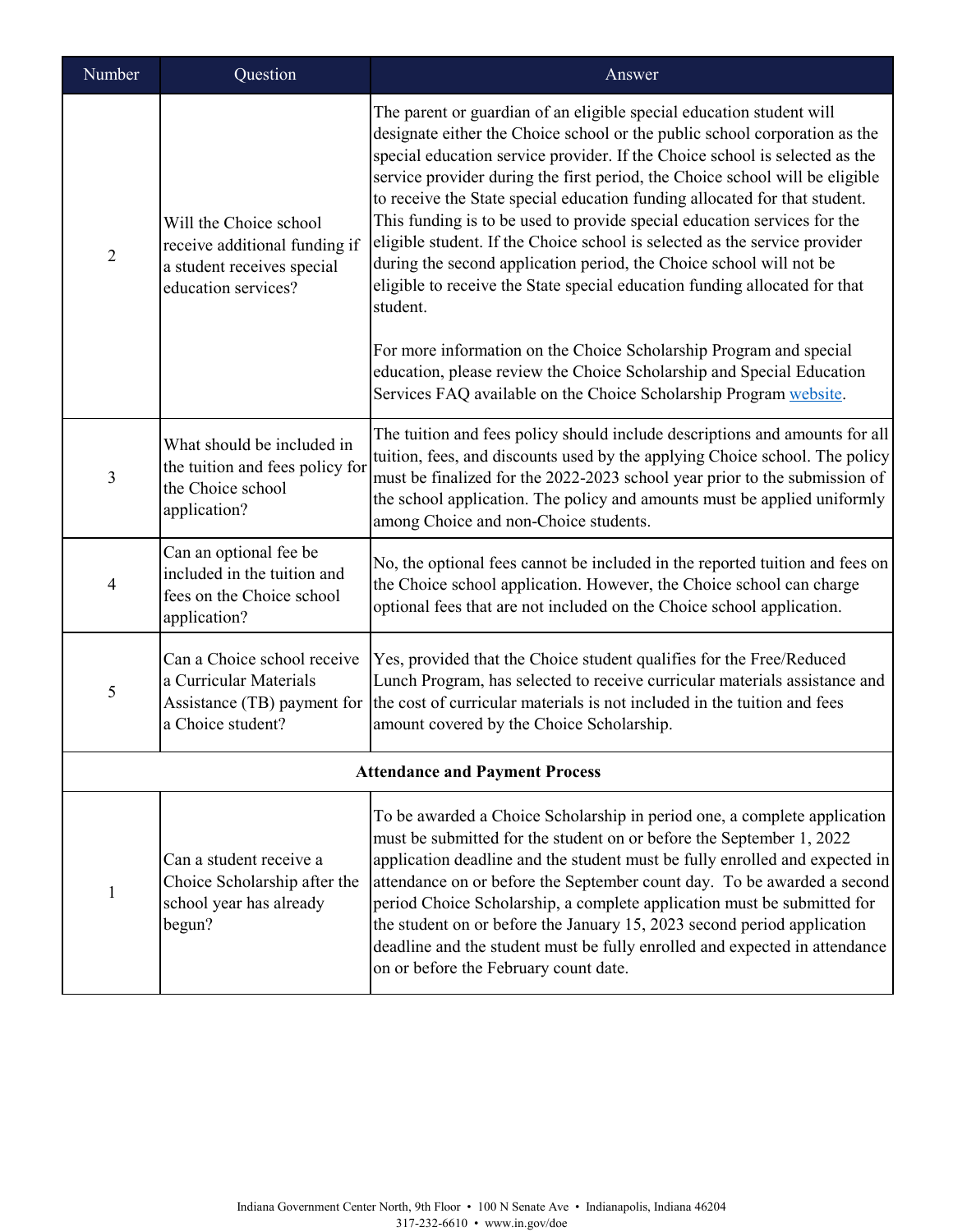| Number | Question | Answer |
|---|---|---|
| 2 | Will the Choice school receive additional funding if a student receives special education services? | The parent or guardian of an eligible special education student will designate either the Choice school or the public school corporation as the special education service provider. If the Choice school is selected as the service provider during the first period, the Choice school will be eligible to receive the State special education funding allocated for that student. This funding is to be used to provide special education services for the eligible student. If the Choice school is selected as the service provider during the second application period, the Choice school will not be eligible to receive the State special education funding allocated for that student.<br><br>For more information on the Choice Scholarship Program and special education, please review the Choice Scholarship and Special Education Services FAQ available on the Choice Scholarship Program website. |
| 3 | What should be included in the tuition and fees policy for the Choice school application? | The tuition and fees policy should include descriptions and amounts for all tuition, fees, and discounts used by the applying Choice school. The policy must be finalized for the 2022-2023 school year prior to the submission of the school application. The policy and amounts must be applied uniformly among Choice and non-Choice students. |
| 4 | Can an optional fee be included in the tuition and fees on the Choice school application? | No, the optional fees cannot be included in the reported tuition and fees on the Choice school application. However, the Choice school can charge optional fees that are not included on the Choice school application. |
| 5 | Can a Choice school receive a Curricular Materials Assistance (TB) payment for a Choice student? | Yes, provided that the Choice student qualifies for the Free/Reduced Lunch Program, has selected to receive curricular materials assistance and the cost of curricular materials is not included in the tuition and fees amount covered by the Choice Scholarship. |
| **Attendance and Payment Process** | | |
| 1 | Can a student receive a Choice Scholarship after the school year has already begun? | To be awarded a Choice Scholarship in period one, a complete application must be submitted for the student on or before the September 1, 2022 application deadline and the student must be fully enrolled and expected in attendance on or before the September count day. To be awarded a second period Choice Scholarship, a complete application must be submitted for the student on or before the January 15, 2023 second period application deadline and the student must be fully enrolled and expected in attendance on or before the February count date. |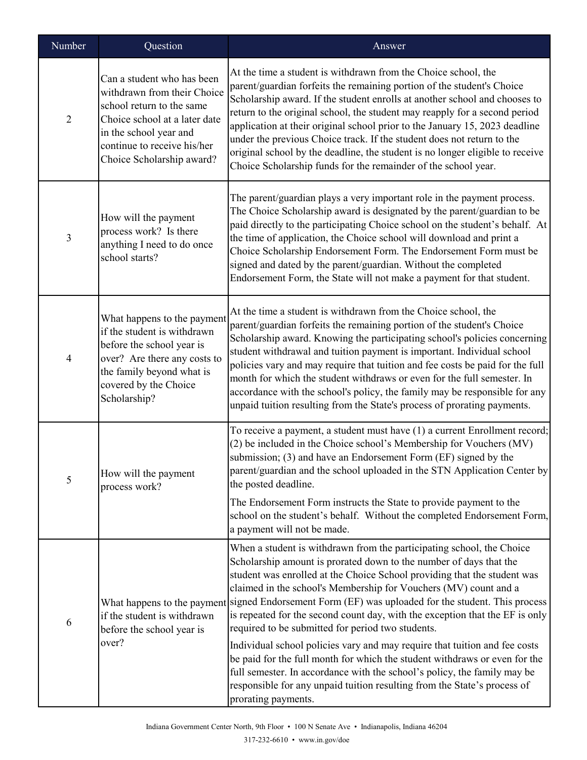| Number | Question | Answer |
|---|---|---|
| 2 | Can a student who has been withdrawn from their Choice school return to the same Choice school at a later date in the school year and continue to receive his/her Choice Scholarship award? | At the time a student is withdrawn from the Choice school, the parent/guardian forfeits the remaining portion of the student's Choice Scholarship award. If the student enrolls at another school and chooses to return to the original school, the student may reapply for a second period application at their original school prior to the January 15, 2023 deadline under the previous Choice track. If the student does not return to the original school by the deadline, the student is no longer eligible to receive Choice Scholarship funds for the remainder of the school year. |
| 3 | How will the payment process work? Is there anything I need to do once school starts? | The parent/guardian plays a very important role in the payment process. The Choice Scholarship award is designated by the parent/guardian to be paid directly to the participating Choice school on the student's behalf. At the time of application, the Choice school will download and print a Choice Scholarship Endorsement Form. The Endorsement Form must be signed and dated by the parent/guardian. Without the completed Endorsement Form, the State will not make a payment for that student. |
| 4 | What happens to the payment if the student is withdrawn before the school year is over? Are there any costs to the family beyond what is covered by the Choice Scholarship? | At the time a student is withdrawn from the Choice school, the parent/guardian forfeits the remaining portion of the student's Choice Scholarship award. Knowing the participating school's policies concerning student withdrawal and tuition payment is important. Individual school policies vary and may require that tuition and fee costs be paid for the full month for which the student withdraws or even for the full semester. In accordance with the school's policy, the family may be responsible for any unpaid tuition resulting from the State's process of prorating payments. |
| 5 | How will the payment process work? | To receive a payment, a student must have (1) a current Enrollment record; (2) be included in the Choice school's Membership for Vouchers (MV) submission; (3) and have an Endorsement Form (EF) signed by the parent/guardian and the school uploaded in the STN Application Center by the posted deadline.<br><br>The Endorsement Form instructs the State to provide payment to the school on the student's behalf. Without the completed Endorsement Form, a payment will not be made. |
| 6 | What happens to the payment if the student is withdrawn before the school year is over? | When a student is withdrawn from the participating school, the Choice Scholarship amount is prorated down to the number of days that the student was enrolled at the Choice School providing that the student was claimed in the school's Membership for Vouchers (MV) count and a signed Endorsement Form (EF) was uploaded for the student. This process is repeated for the second count day, with the exception that the EF is only required to be submitted for period two students.<br><br>Individual school policies vary and may require that tuition and fee costs be paid for the full month for which the student withdraws or even for the full semester. In accordance with the school's policy, the family may be responsible for any unpaid tuition resulting from the State's process of prorating payments. |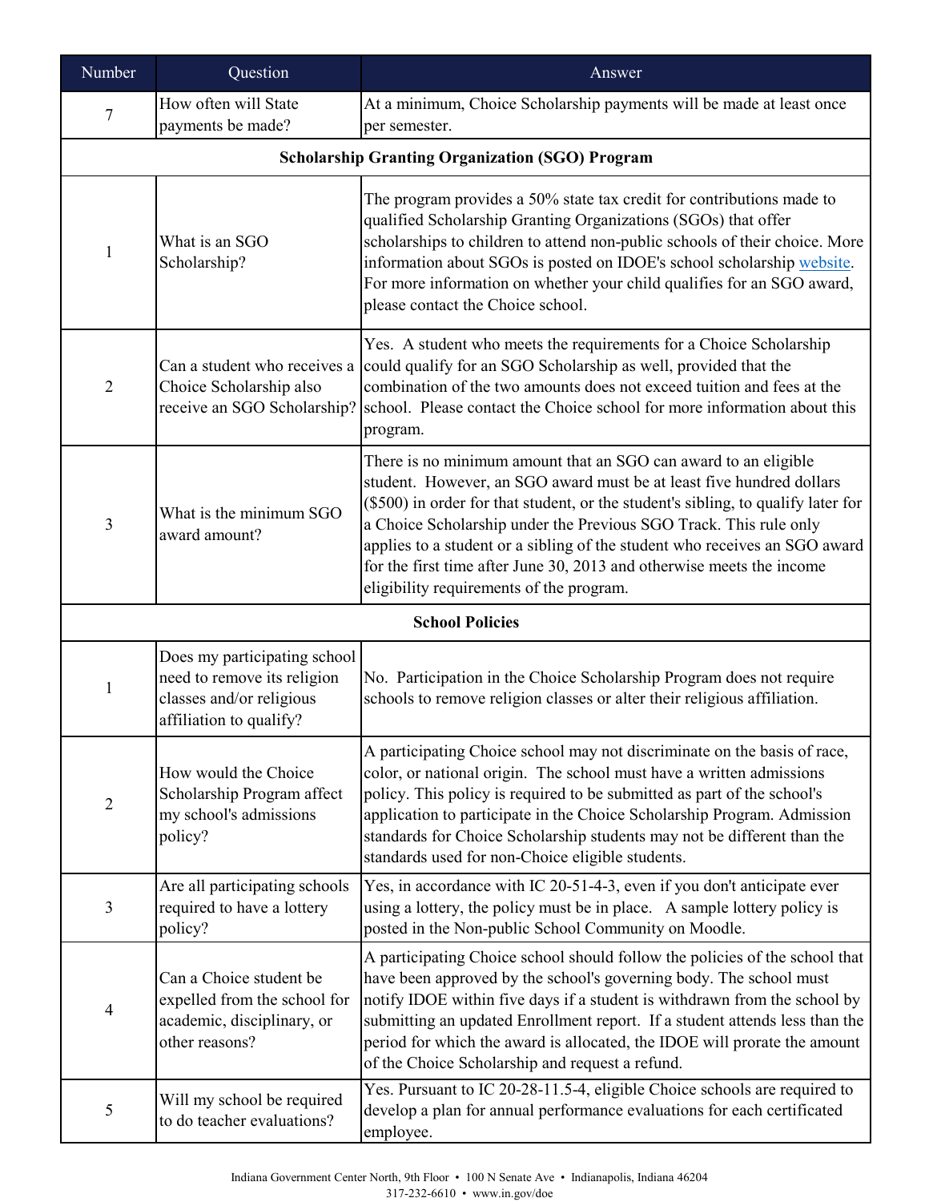| Number | Question | Answer |
|---|---|---|
| 7 | How often will State payments be made? | At a minimum, Choice Scholarship payments will be made at least once per semester. |
| | **Scholarship Granting Organization (SGO) Program** | |
| 1 | What is an SGO Scholarship? | The program provides a 50% state tax credit for contributions made to qualified Scholarship Granting Organizations (SGOs) that offer scholarships to children to attend non-public schools of their choice. More information about SGOs is posted on IDOE's school scholarship website. For more information on whether your child qualifies for an SGO award, please contact the Choice school. |
| 2 | Can a student who receives a Choice Scholarship also receive an SGO Scholarship? | Yes. A student who meets the requirements for a Choice Scholarship could qualify for an SGO Scholarship as well, provided that the combination of the two amounts does not exceed tuition and fees at the school. Please contact the Choice school for more information about this program. |
| 3 | What is the minimum SGO award amount? | There is no minimum amount that an SGO can award to an eligible student. However, an SGO award must be at least five hundred dollars ($500) in order for that student, or the student's sibling, to qualify later for a Choice Scholarship under the Previous SGO Track. This rule only applies to a student or a sibling of the student who receives an SGO award for the first time after June 30, 2013 and otherwise meets the income eligibility requirements of the program. |
| | **School Policies** | |
| 1 | Does my participating school need to remove its religion classes and/or religious affiliation to qualify? | No. Participation in the Choice Scholarship Program does not require schools to remove religion classes or alter their religious affiliation. |
| 2 | How would the Choice Scholarship Program affect my school's admissions policy? | A participating Choice school may not discriminate on the basis of race, color, or national origin. The school must have a written admissions policy. This policy is required to be submitted as part of the school's application to participate in the Choice Scholarship Program. Admission standards for Choice Scholarship students may not be different than the standards used for non-Choice eligible students. |
| 3 | Are all participating schools required to have a lottery policy? | Yes, in accordance with IC 20-51-4-3, even if you don't anticipate ever using a lottery, the policy must be in place. A sample lottery policy is posted in the Non-public School Community on Moodle. |
| 4 | Can a Choice student be expelled from the school for academic, disciplinary, or other reasons? | A participating Choice school should follow the policies of the school that have been approved by the school's governing body. The school must notify IDOE within five days if a student is withdrawn from the school by submitting an updated Enrollment report. If a student attends less than the period for which the award is allocated, the IDOE will prorate the amount of the Choice Scholarship and request a refund. |
| 5 | Will my school be required to do teacher evaluations? | Yes. Pursuant to IC 20-28-11.5-4, eligible Choice schools are required to develop a plan for annual performance evaluations for each certificated employee. |

Indiana Government Center North, 9th Floor • 100 N Senate Ave • Indianapolis, Indiana 46204
317-232-6610 • www.in.gov/doe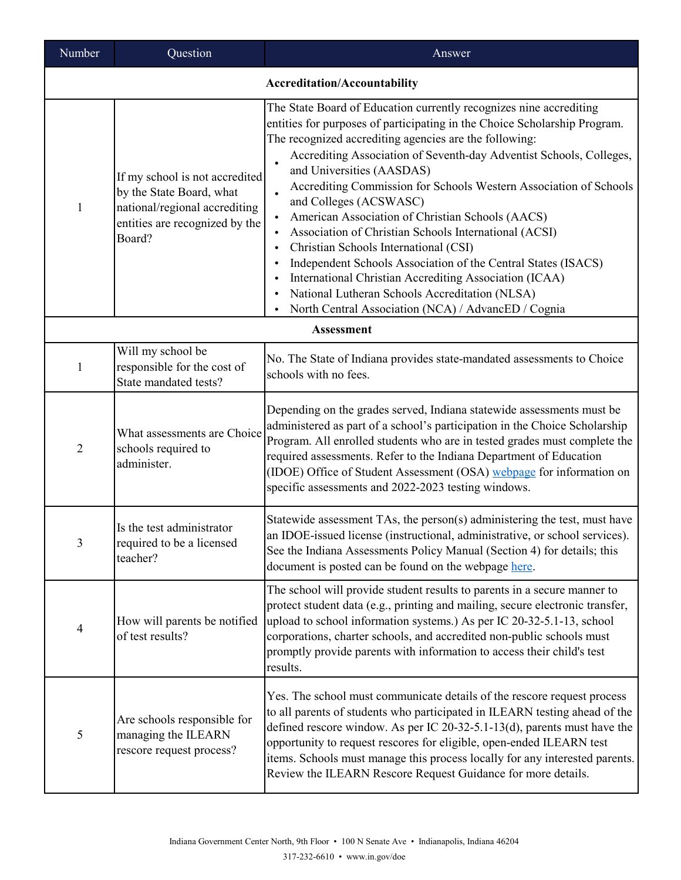| Number | Question | Answer |
|---|---|---|
| **Accreditation/Accountability** | | |
| 1 | If my school is not accredited by the State Board, what national/regional accrediting entities are recognized by the Board? | The State Board of Education currently recognizes nine accrediting entities for purposes of participating in the Choice Scholarship Program. The recognized accrediting agencies are the following:<br>• Accrediting Association of Seventh-day Adventist Schools, Colleges, and Universities (AASDAS)<br>• Accrediting Commission for Schools Western Association of Schools and Colleges (ACSWASC)<br>• American Association of Christian Schools (AACS)<br>• Association of Christian Schools International (ACSI)<br>• Christian Schools International (CSI)<br>• Independent Schools Association of the Central States (ISACS)<br>• International Christian Accrediting Association (ICAA)<br>• National Lutheran Schools Accreditation (NLSA)<br>• North Central Association (NCA) / AdvancED / Cognia |
| **Assessment** | | |
| 1 | Will my school be responsible for the cost of State mandated tests? | No. The State of Indiana provides state-mandated assessments to Choice schools with no fees. |
| 2 | What assessments are Choice schools required to administer. | Depending on the grades served, Indiana statewide assessments must be administered as part of a school's participation in the Choice Scholarship Program. All enrolled students who are in tested grades must complete the required assessments. Refer to the Indiana Department of Education (IDOE) Office of Student Assessment (OSA) webpage for information on specific assessments and 2022-2023 testing windows. |
| 3 | Is the test administrator required to be a licensed teacher? | Statewide assessment TAs, the person(s) administering the test, must have an IDOE-issued license (instructional, administrative, or school services). See the Indiana Assessments Policy Manual (Section 4) for details; this document is posted can be found on the webpage here. |
| 4 | How will parents be notified of test results? | The school will provide student results to parents in a secure manner to protect student data (e.g., printing and mailing, secure electronic transfer, upload to school information systems.) As per IC 20-32-5.1-13, school corporations, charter schools, and accredited non-public schools must promptly provide parents with information to access their child's test results. |
| 5 | Are schools responsible for managing the ILEARN rescore request process? | Yes. The school must communicate details of the rescore request process to all parents of students who participated in ILEARN testing ahead of the defined rescore window. As per IC 20-32-5.1-13(d), parents must have the opportunity to request rescores for eligible, open-ended ILEARN test items. Schools must manage this process locally for any interested parents. Review the ILEARN Rescore Request Guidance for more details. |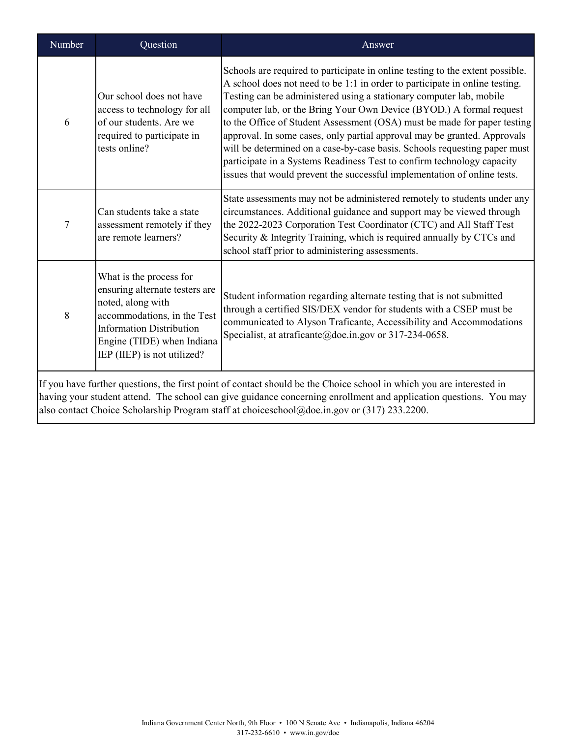| Number | Question | Answer |
|---|---|---|
| 6 | Our school does not have access to technology for all of our students. Are we required to participate in tests online? | Schools are required to participate in online testing to the extent possible. A school does not need to be 1:1 in order to participate in online testing. Testing can be administered using a stationary computer lab, mobile computer lab, or the Bring Your Own Device (BYOD.) A formal request to the Office of Student Assessment (OSA) must be made for paper testing approval. In some cases, only partial approval may be granted. Approvals will be determined on a case-by-case basis. Schools requesting paper must participate in a Systems Readiness Test to confirm technology capacity issues that would prevent the successful implementation of online tests. |
| 7 | Can students take a state assessment remotely if they are remote learners? | State assessments may not be administered remotely to students under any circumstances. Additional guidance and support may be viewed through the 2022-2023 Corporation Test Coordinator (CTC) and All Staff Test Security & Integrity Training, which is required annually by CTCs and school staff prior to administering assessments. |
| 8 | What is the process for ensuring alternate testers are noted, along with accommodations, in the Test Information Distribution Engine (TIDE) when Indiana IEP (IIEP) is not utilized? | Student information regarding alternate testing that is not submitted through a certified SIS/DEX vendor for students with a CSEP must be communicated to Alyson Traficante, Accessibility and Accommodations Specialist, at atraficante@doe.in.gov or 317-234-0658. |

If you have further questions, the first point of contact should be the Choice school in which you are interested in having your student attend. The school can give guidance concerning enrollment and application questions. You may also contact Choice Scholarship Program staff at choiceschool@doe.in.gov or (317) 233.2200.

Indiana Government Center North, 9th Floor • 100 N Senate Ave • Indianapolis, Indiana 46204
317-232-6610 • www.in.gov/doe